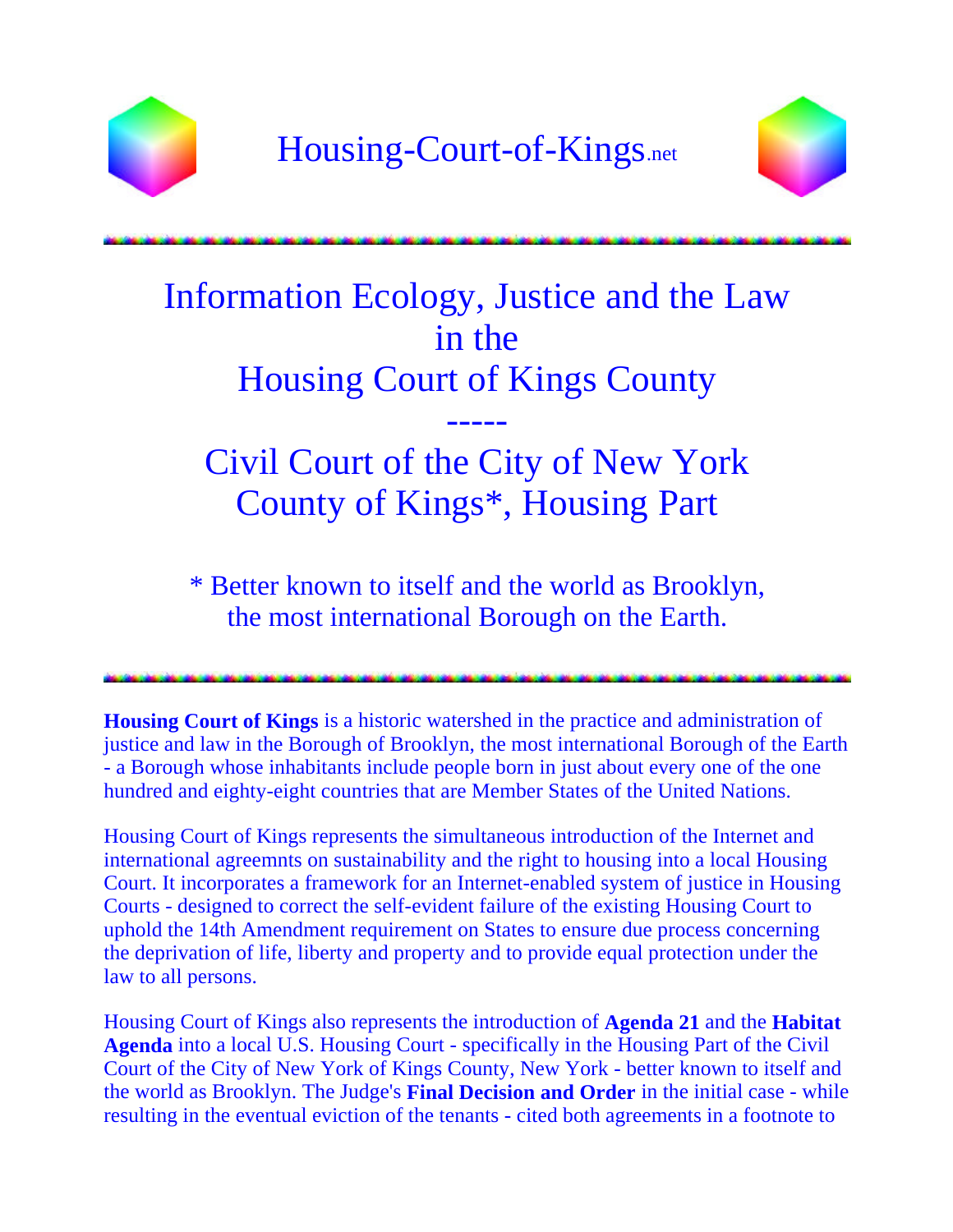# Housing-Court-of-Kings.net

## Information Ecology, Justice and the Law in the Housing Court of Kings County

-----

## Civil Court of the City of New York County of Kings*, Housing Part

\* Better known to itself and the world as Brooklyn, the most international Borough on the Earth.

---

**Housing Court of Kings** is a historic watershed in the practice and administration of justice and law in the Borough of Brooklyn, the most international Borough of the Earth - a Borough whose inhabitants include people born in just about every one of the one hundred and eighty-eight countries that are Member States of the United Nations.

Housing Court of Kings represents the simultaneous introduction of the Internet and international agreemnts on sustainability and the right to housing into a local Housing Court. It incorporates a framework for an Internet-enabled system of justice in Housing Courts - designed to correct the self-evident failure of the existing Housing Court to uphold the 14th Amendment requirement on States to ensure due process concerning the deprivation of life, liberty and property and to provide equal protection under the law to all persons.

Housing Court of Kings also represents the introduction of **Agenda 21** and the **Habitat Agenda** into a local U.S. Housing Court - specifically in the Housing Part of the Civil Court of the City of New York of Kings County, New York - better known to itself and the world as Brooklyn. The Judge's **Final Decision and Order** in the initial case - while resulting in the eventual eviction of the tenants - cited both agreements in a footnote to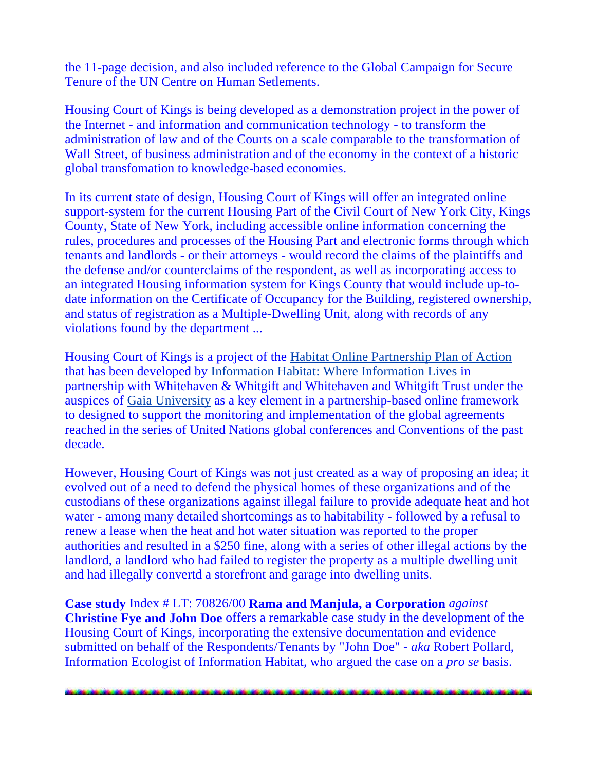the 11-page decision, and also included reference to the Global Campaign for Secure Tenure of the UN Centre on Human Setlements.

Housing Court of Kings is being developed as a demonstration project in the power of the Internet - and information and communication technology - to transform the administration of law and of the Courts on a scale comparable to the transformation of Wall Street, of business administration and of the economy in the context of a historic global transfomation to knowledge-based economies.

In its current state of design, Housing Court of Kings will offer an integrated online support-system for the current Housing Part of the Civil Court of New York City, Kings County, State of New York, including accessible online information concerning the rules, procedures and processes of the Housing Part and electronic forms through which tenants and landlords - or their attorneys - would record the claims of the plaintiffs and the defense and/or counterclaims of the respondent, as well as incorporating access to an integrated Housing information system for Kings County that would include up-to-date information on the Certificate of Occupancy for the Building, registered ownership, and status of registration as a Multiple-Dwelling Unit, along with records of any violations found by the department ...

Housing Court of Kings is a project of the Habitat Online Partnership Plan of Action that has been developed by Information Habitat: Where Information Lives in partnership with Whitehaven & Whitgift and Whitehaven and Whitgift Trust under the auspices of Gaia University as a key element in a partnership-based online framework to designed to support the monitoring and implementation of the global agreements reached in the series of United Nations global conferences and Conventions of the past decade.

However, Housing Court of Kings was not just created as a way of proposing an idea; it evolved out of a need to defend the physical homes of these organizations and of the custodians of these organizations against illegal failure to provide adequate heat and hot water - among many detailed shortcomings as to habitability - followed by a refusal to renew a lease when the heat and hot water situation was reported to the proper authorities and resulted in a $250 fine, along with a series of other illegal actions by the landlord, a landlord who had failed to register the property as a multiple dwelling unit and had illegally convertd a storefront and garage into dwelling units.

**Case study** Index # LT: 70826/00 **Rama and Manjula, a Corporation** *against* **Christine Fye and John Doe** offers a remarkable case study in the development of the Housing Court of Kings, incorporating the extensive documentation and evidence submitted on behalf of the Respondents/Tenants by "John Doe" - *aka* Robert Pollard, Information Ecologist of Information Habitat, who argued the case on a *pro se* basis.